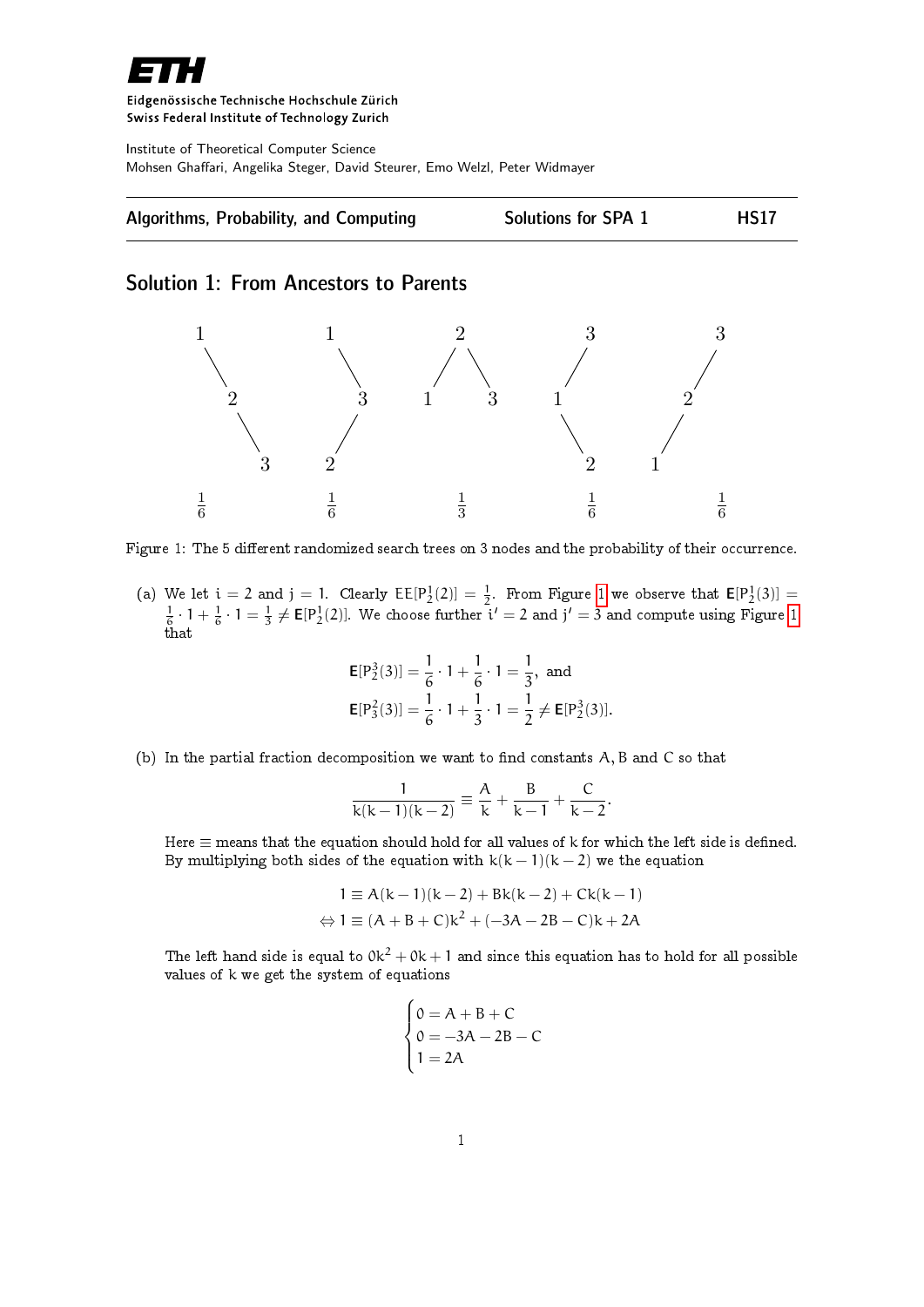Eidgenössische Technische Hochschule Zürich
Swiss Federal Institute of Technology Zurich

Institute of Theoretical Computer Science
Mohsen Ghaffari, Angelika Steger, David Steurer, Emo Welzl, Peter Widmayer

**Algorithms, Probability, and Computing** | **Solutions for SPA 1** | **HS17**

## Solution 1: From Ancestors to Parents

Figure 1: The 5 different randomized search trees on 3 nodes and the probability of their occurrence.

(a) We let $i = 2$ and $j = 1$. Clearly $EE[P_2^1(2)] = \frac{1}{2}$. From Figure 1 we observe that $\mathbf{E}[P_2^1(3)] = \frac{1}{6} \cdot 1 + \frac{1}{6} \cdot 1 = \frac{1}{3} \neq \mathbf{E}[P_2^1(2)]$. We choose further $i' = 2$ and $j' = 3$ and compute using Figure 1 that

$$\mathbf{E}[P_2^3(3)] = \frac{1}{6} \cdot 1 + \frac{1}{6} \cdot 1 = \frac{1}{3}, \text{ and}$$
$$\mathbf{E}[P_3^2(3)] = \frac{1}{6} \cdot 1 + \frac{1}{3} \cdot 1 = \frac{1}{2} \neq \mathbf{E}[P_2^3(3)].$$

(b) In the partial fraction decomposition we want to find constants $A, B$ and $C$ so that

$$\frac{1}{k(k-1)(k-2)} \equiv \frac{A}{k} + \frac{B}{k-1} + \frac{C}{k-2}.$$

Here $\equiv$ means that the equation should hold for all values of $k$ for which the left side is defined. By multiplying both sides of the equation with $k(k-1)(k-2)$ we the equation

$$1 \equiv A(k-1)(k-2) + Bk(k-2) + Ck(k-1)$$
$$\Leftrightarrow 1 \equiv (A+B+C)k^2 + (-3A-2B-C)k + 2A$$

The left hand side is equal to $0k^2 + 0k + 1$ and since this equation has to hold for all possible values of $k$ we get the system of equations

$$\begin{cases} 0 = A + B + C \\ 0 = -3A - 2B - C \\ 1 = 2A \end{cases}$$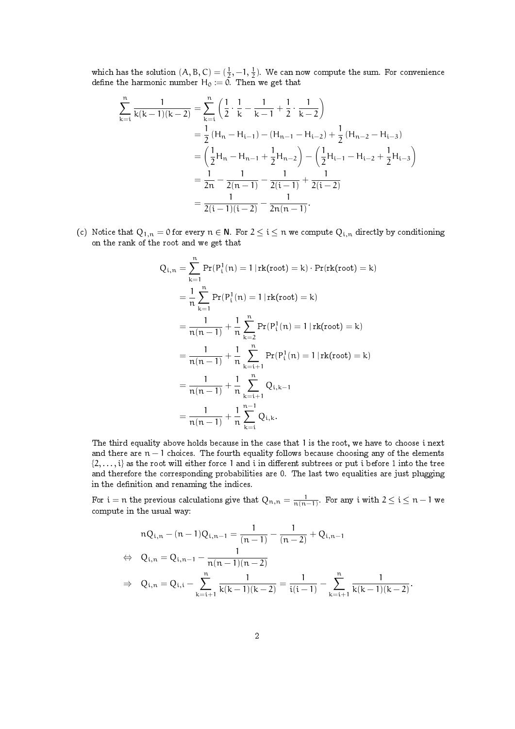which has the solution $(A, B, C) = (\frac{1}{2}, -1, \frac{1}{2})$. We can now compute the sum. For convenience define the harmonic number $H_0 := 0$. Then we get that

$$
\begin{aligned}
\sum_{k=i}^{n} \frac{1}{k(k-1)(k-2)} &= \sum_{k=i}^{n} \left( \frac{1}{2} \cdot \frac{1}{k} - \frac{1}{k-1} + \frac{1}{2} \cdot \frac{1}{k-2} \right) \\
&= \frac{1}{2}(H_n - H_{i-1}) - (H_{n-1} - H_{i-2}) + \frac{1}{2}(H_{n-2} - H_{i-3}) \\
&= \left( \frac{1}{2}H_n - H_{n-1} + \frac{1}{2}H_{n-2} \right) - \left( \frac{1}{2}H_{i-1} - H_{i-2} + \frac{1}{2}H_{i-3} \right) \\
&= \frac{1}{2n} - \frac{1}{2(n-1)} - \frac{1}{2(i-1)} + \frac{1}{2(i-2)} \\
&= \frac{1}{2(i-1)(i-2)} - \frac{1}{2n(n-1)}.
\end{aligned}
$$

(c) Notice that $Q_{1,n} = 0$ for every $n \in \mathbf{N}$. For $2 \le i \le n$ we compute $Q_{i,n}$ directly by conditioning on the rank of the root and we get that

$$
\begin{aligned}
Q_{i,n} &= \sum_{k=1}^{n} \Pr(P_i^1(n) = 1 \,|\, \text{rk(root)} = k) \cdot \Pr(\text{rk(root)} = k) \\
&= \frac{1}{n} \sum_{k=1}^{n} \Pr(P_i^1(n) = 1 \,|\, \text{rk(root)} = k) \\
&= \frac{1}{n(n-1)} + \frac{1}{n} \sum_{k=2}^{n} \Pr(P_i^1(n) = 1 \,|\, \text{rk(root)} = k) \\
&= \frac{1}{n(n-1)} + \frac{1}{n} \sum_{k=i+1}^{n} \Pr(P_i^1(n) = 1 \,|\, \text{rk(root)} = k) \\
&= \frac{1}{n(n-1)} + \frac{1}{n} \sum_{k=i+1}^{n} Q_{i,k-1} \\
&= \frac{1}{n(n-1)} + \frac{1}{n} \sum_{k=i}^{n-1} Q_{i,k}.
\end{aligned}
$$

The third equality above holds because in the case that 1 is the root, we have to choose $i$ next and there are $n-1$ choices. The fourth equality follows because choosing any of the elements $\{2, \ldots, i\}$ as the root will either force 1 and $i$ in different subtrees or put $i$ before 1 into the tree and therefore the corresponding probabilities are 0. The last two equalities are just plugging in the definition and renaming the indices.

For $i = n$ the previous calculations give that $Q_{n,n} = \frac{1}{n(n-1)}$. For any $i$ with $2 \le i \le n-1$ we compute in the usual way:

$$
\begin{aligned}
& nQ_{i,n} - (n-1)Q_{i,n-1} = \frac{1}{(n-1)} - \frac{1}{(n-2)} + Q_{i,n-1} \\
\Leftrightarrow \quad & Q_{i,n} = Q_{i,n-1} - \frac{1}{n(n-1)(n-2)} \\
\Rightarrow \quad & Q_{i,n} = Q_{i,i} - \sum_{k=i+1}^{n} \frac{1}{k(k-1)(k-2)} = \frac{1}{i(i-1)} - \sum_{k=i+1}^{n} \frac{1}{k(k-1)(k-2)}.
\end{aligned}
$$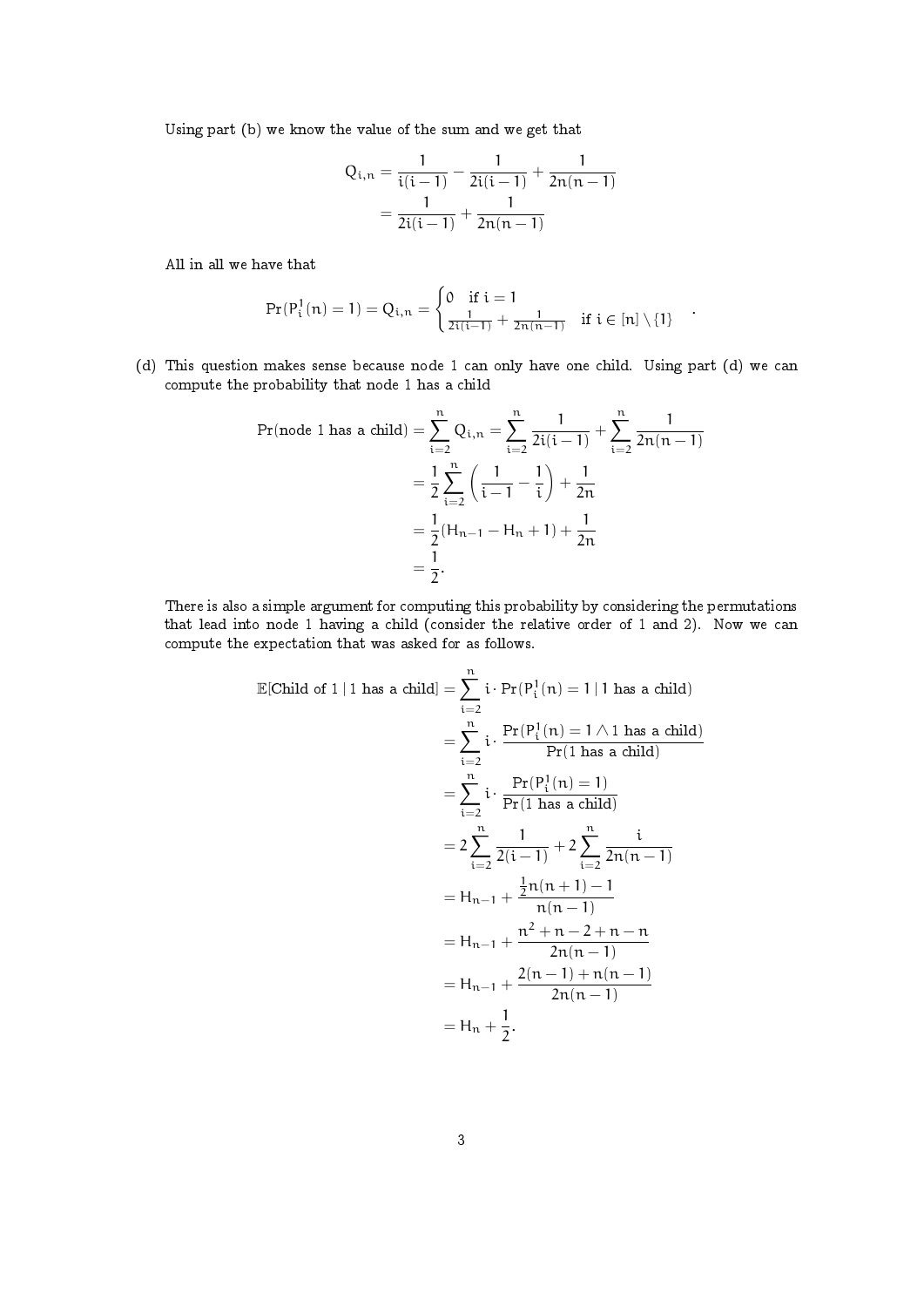Using part (b) we know the value of the sum and we get that

$$
\begin{aligned}
Q_{i,n} &= \frac{1}{i(i-1)} - \frac{1}{2i(i-1)} + \frac{1}{2n(n-1)} \\
&= \frac{1}{2i(i-1)} + \frac{1}{2n(n-1)}
\end{aligned}
$$

All in all we have that

$$
\Pr(P_i^1(n) = 1) = Q_{i,n} = \begin{cases} 0 & \text{if } i = 1 \\ \frac{1}{2i(i-1)} + \frac{1}{2n(n-1)} & \text{if } i \in [n] \setminus \{1\} \end{cases}.
$$

(d) This question makes sense because node 1 can only have one child. Using part (d) we can compute the probability that node 1 has a child

$$
\begin{aligned}
\Pr(\text{node 1 has a child}) &= \sum_{i=2}^{n} Q_{i,n} = \sum_{i=2}^{n} \frac{1}{2i(i-1)} + \sum_{i=2}^{n} \frac{1}{2n(n-1)} \\
&= \frac{1}{2} \sum_{i=2}^{n} \left( \frac{1}{i-1} - \frac{1}{i} \right) + \frac{1}{2n} \\
&= \frac{1}{2}(H_{n-1} - H_n + 1) + \frac{1}{2n} \\
&= \frac{1}{2}.
\end{aligned}
$$

There is also a simple argument for computing this probability by considering the permutations that lead into node 1 having a child (consider the relative order of 1 and 2). Now we can compute the expectation that was asked for as follows.

$$
\begin{aligned}
\mathbb{E}[\text{Child of } 1 \mid 1 \text{ has a child}] &= \sum_{i=2}^{n} i \cdot \Pr(P_i^1(n) = 1 \mid 1 \text{ has a child}) \\
&= \sum_{i=2}^{n} i \cdot \frac{\Pr(P_i^1(n) = 1 \wedge 1 \text{ has a child})}{\Pr(1 \text{ has a child})} \\
&= \sum_{i=2}^{n} i \cdot \frac{\Pr(P_i^1(n) = 1)}{\Pr(1 \text{ has a child})} \\
&= 2\sum_{i=2}^{n} \frac{1}{2(i-1)} + 2\sum_{i=2}^{n} \frac{i}{2n(n-1)} \\
&= H_{n-1} + \frac{\frac{1}{2}n(n+1) - 1}{n(n-1)} \\
&= H_{n-1} + \frac{n^2 + n - 2 + n - n}{2n(n-1)} \\
&= H_{n-1} + \frac{2(n-1) + n(n-1)}{2n(n-1)} \\
&= H_n + \frac{1}{2}.
\end{aligned}
$$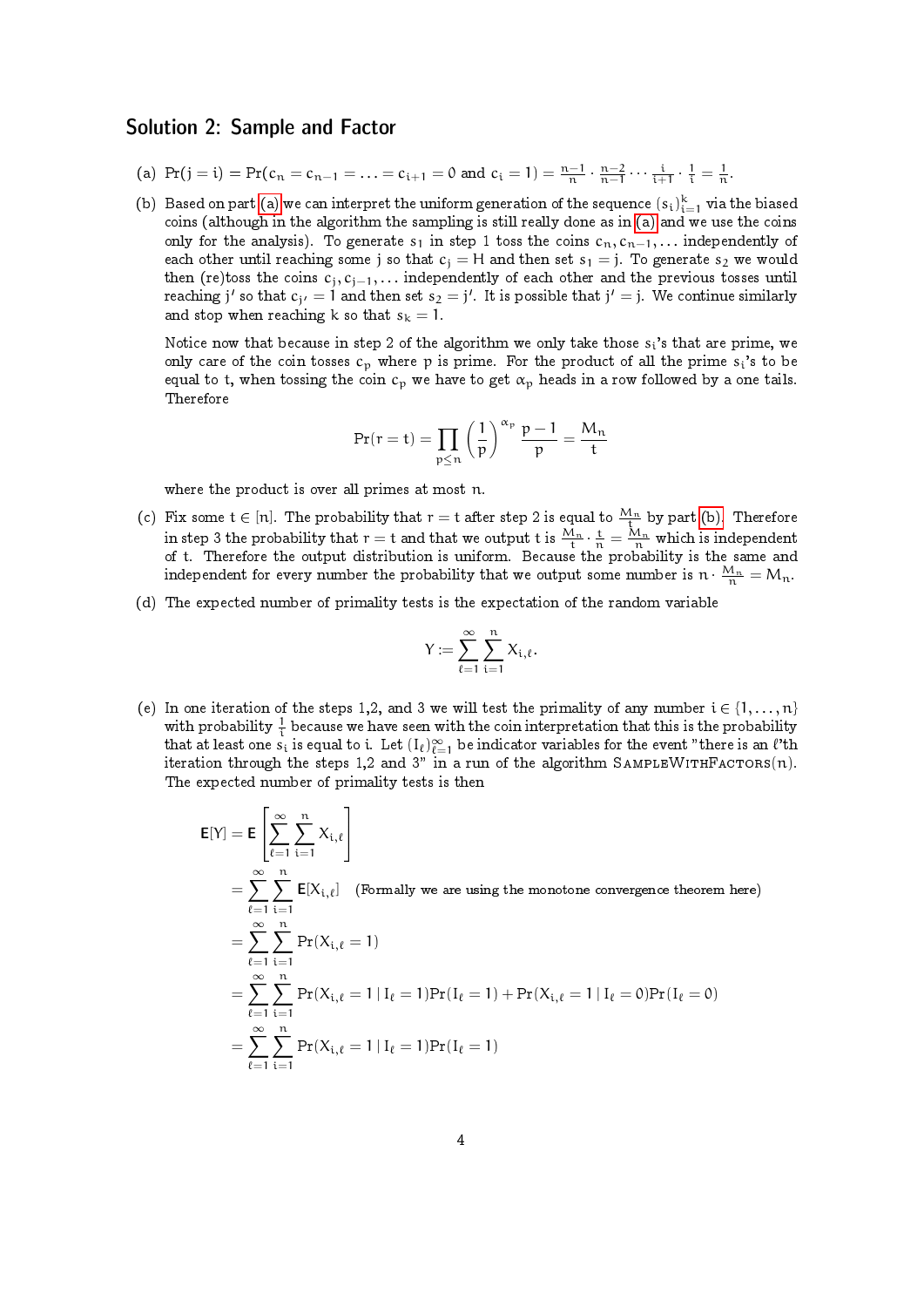## Solution 2: Sample and Factor

(a) $\Pr(j = i) = \Pr(c_n = c_{n-1} = \ldots = c_{i+1} = 0 \text{ and } c_i = 1) = \frac{n-1}{n} \cdot \frac{n-2}{n-1} \cdots \frac{i}{i+1} \cdot \frac{1}{i} = \frac{1}{n}$.

(b) Based on part (a) we can interpret the uniform generation of the sequence $(s_i)_{i=1}^{k}$ via the biased coins (although in the algorithm the sampling is still really done as in (a) and we use the coins only for the analysis). To generate $s_1$ in step 1 toss the coins $c_n, c_{n-1}, \ldots$ independently of each other until reaching some $j$ so that $c_j = H$ and then set $s_1 = j$. To generate $s_2$ we would then (re)toss the coins $c_j, c_{j-1}, \ldots$ independently of each other and the previous tosses until reaching $j'$ so that $c_{j'} = 1$ and then set $s_2 = j'$. It is possible that $j' = j$. We continue similarly and stop when reaching $k$ so that $s_k = 1$.

Notice now that because in step 2 of the algorithm we only take those $s_i$'s that are prime, we only care of the coin tosses $c_p$ where $p$ is prime. For the product of all the prime $s_i$'s to be equal to $t$, when tossing the coin $c_p$ we have to get $\alpha_p$ heads in a row followed by a one tails. Therefore

$$\Pr(r = t) = \prod_{p \leq n} \left(\frac{1}{p}\right)^{\alpha_p} \frac{p-1}{p} = \frac{M_n}{t}$$

where the product is over all primes at most $n$.

(c) Fix some $t \in [n]$. The probability that $r = t$ after step 2 is equal to $\frac{M_n}{t}$ by part (b). Therefore in step 3 the probability that $r = t$ and that we output $t$ is $\frac{M_n}{t} \cdot \frac{t}{n} = \frac{M_n}{n}$ which is independent of $t$. Therefore the output distribution is uniform. Because the probability is the same and independent for every number the probability that we output some number is $n \cdot \frac{M_n}{n} = M_n$.

(d) The expected number of primality tests is the expectation of the random variable

$$Y := \sum_{\ell=1}^{\infty} \sum_{i=1}^{n} X_{i,\ell}.$$

(e) In one iteration of the steps 1,2, and 3 we will test the primality of any number $i \in \{1, \ldots, n\}$ with probability $\frac{1}{i}$ because we have seen with the coin interpretation that this is the probability that at least one $s_i$ is equal to $i$. Let $(I_\ell)_{\ell=1}^{\infty}$ be indicator variables for the event "there is an $\ell$'th iteration through the steps 1,2 and 3" in a run of the algorithm SampleWithFactors($n$). The expected number of primality tests is then

$$\begin{aligned}
\mathbf{E}[Y] &= \mathbf{E}\left[\sum_{\ell=1}^{\infty} \sum_{i=1}^{n} X_{i,\ell}\right] \\
&= \sum_{\ell=1}^{\infty} \sum_{i=1}^{n} \mathbf{E}[X_{i,\ell}] \quad \text{(Formally we are using the monotone convergence theorem here)} \\
&= \sum_{\ell=1}^{\infty} \sum_{i=1}^{n} \Pr(X_{i,\ell} = 1) \\
&= \sum_{\ell=1}^{\infty} \sum_{i=1}^{n} \Pr(X_{i,\ell} = 1 \mid I_\ell = 1)\Pr(I_\ell = 1) + \Pr(X_{i,\ell} = 1 \mid I_\ell = 0)\Pr(I_\ell = 0) \\
&= \sum_{\ell=1}^{\infty} \sum_{i=1}^{n} \Pr(X_{i,\ell} = 1 \mid I_\ell = 1)\Pr(I_\ell = 1)
\end{aligned}$$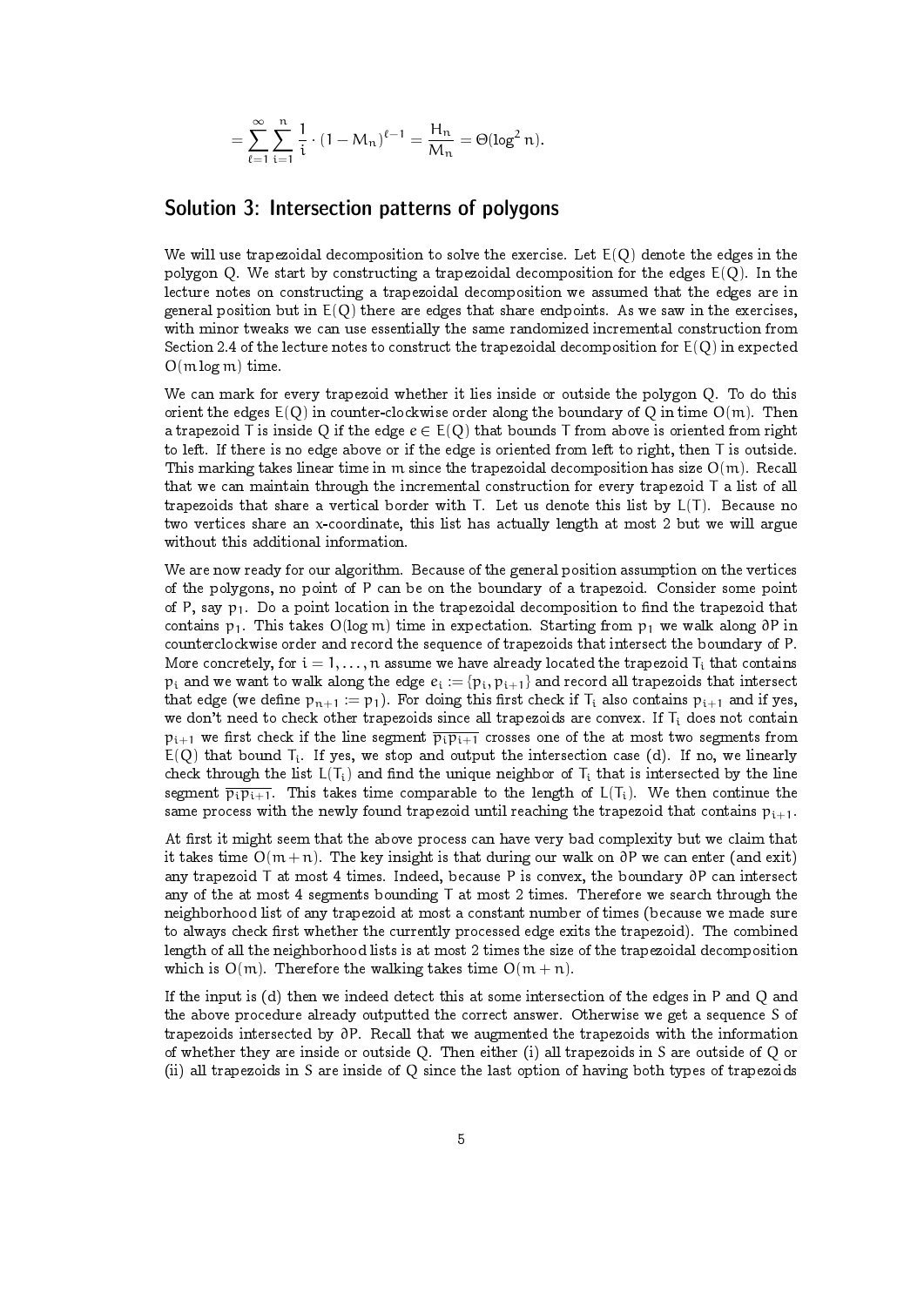$$= \sum_{\ell=1}^{\infty} \sum_{i=1}^{n} \frac{1}{i} \cdot (1 - M_n)^{\ell-1} = \frac{H_n}{M_n} = \Theta(\log^2 n).$$

## Solution 3: Intersection patterns of polygons

We will use trapezoidal decomposition to solve the exercise. Let $E(Q)$ denote the edges in the polygon $Q$. We start by constructing a trapezoidal decomposition for the edges $E(Q)$. In the lecture notes on constructing a trapezoidal decomposition we assumed that the edges are in general position but in $E(Q)$ there are edges that share endpoints. As we saw in the exercises, with minor tweaks we can use essentially the same randomized incremental construction from Section 2.4 of the lecture notes to construct the trapezoidal decomposition for $E(Q)$ in expected $O(m \log m)$ time.

We can mark for every trapezoid whether it lies inside or outside the polygon $Q$. To do this orient the edges $E(Q)$ in counter-clockwise order along the boundary of $Q$ in time $O(m)$. Then a trapezoid $T$ is inside $Q$ if the edge $e \in E(Q)$ that bounds $T$ from above is oriented from right to left. If there is no edge above or if the edge is oriented from left to right, then $T$ is outside. This marking takes linear time in $m$ since the trapezoidal decomposition has size $O(m)$. Recall that we can maintain through the incremental construction for every trapezoid $T$ a list of all trapezoids that share a vertical border with $T$. Let us denote this list by $L(T)$. Because no two vertices share an x-coordinate, this list has actually length at most 2 but we will argue without this additional information.

We are now ready for our algorithm. Because of the general position assumption on the vertices of the polygons, no point of $P$ can be on the boundary of a trapezoid. Consider some point of $P$, say $p_1$. Do a point location in the trapezoidal decomposition to find the trapezoid that contains $p_1$. This takes $O(\log m)$ time in expectation. Starting from $p_1$ we walk along $\partial P$ in counterclockwise order and record the sequence of trapezoids that intersect the boundary of $P$. More concretely, for $i = 1, \dots, n$ assume we have already located the trapezoid $T_i$ that contains $p_i$ and we want to walk along the edge $e_i := \{p_i, p_{i+1}\}$ and record all trapezoids that intersect that edge (we define $p_{n+1} := p_1$). For doing this first check if $T_i$ also contains $p_{i+1}$ and if yes, we don't need to check other trapezoids since all trapezoids are convex. If $T_i$ does not contain $p_{i+1}$ we first check if the line segment $\overline{p_i p_{i+1}}$ crosses one of the at most two segments from $E(Q)$ that bound $T_i$. If yes, we stop and output the intersection case (d). If no, we linearly check through the list $L(T_i)$ and find the unique neighbor of $T_i$ that is intersected by the line segment $\overline{p_i p_{i+1}}$. This takes time comparable to the length of $L(T_i)$. We then continue the same process with the newly found trapezoid until reaching the trapezoid that contains $p_{i+1}$.

At first it might seem that the above process can have very bad complexity but we claim that it takes time $O(m+n)$. The key insight is that during our walk on $\partial P$ we can enter (and exit) any trapezoid $T$ at most 4 times. Indeed, because $P$ is convex, the boundary $\partial P$ can intersect any of the at most 4 segments bounding $T$ at most 2 times. Therefore we search through the neighborhood list of any trapezoid at most a constant number of times (because we made sure to always check first whether the currently processed edge exits the trapezoid). The combined length of all the neighborhood lists is at most 2 times the size of the trapezoidal decomposition which is $O(m)$. Therefore the walking takes time $O(m+n)$.

If the input is (d) then we indeed detect this at some intersection of the edges in $P$ and $Q$ and the above procedure already outputted the correct answer. Otherwise we get a sequence $S$ of trapezoids intersected by $\partial P$. Recall that we augmented the trapezoids with the information of whether they are inside or outside $Q$. Then either (i) all trapezoids in $S$ are outside of $Q$ or (ii) all trapezoids in $S$ are inside of $Q$ since the last option of having both types of trapezoids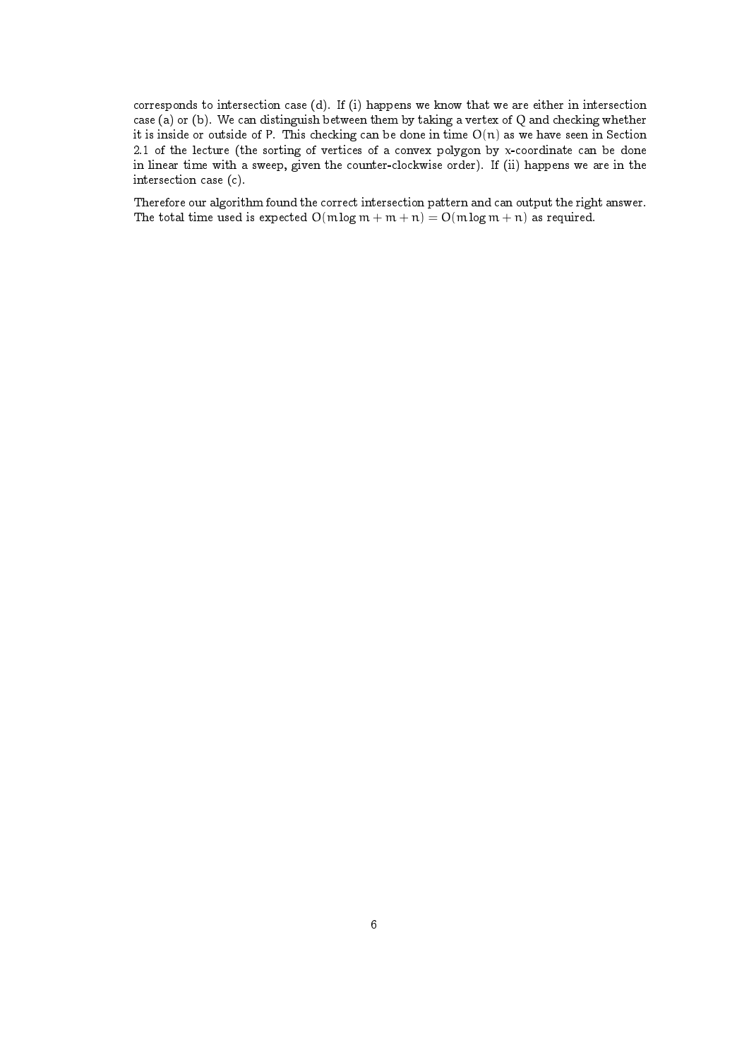corresponds to intersection case (d). If (i) happens we know that we are either in intersection case (a) or (b). We can distinguish between them by taking a vertex of Q and checking whether it is inside or outside of P. This checking can be done in time $O(n)$ as we have seen in Section 2.1 of the lecture (the sorting of vertices of a convex polygon by x-coordinate can be done in linear time with a sweep, given the counter-clockwise order). If (ii) happens we are in the intersection case (c).

Therefore our algorithm found the correct intersection pattern and can output the right answer. The total time used is expected $O(m \log m + m + n) = O(m \log m + n)$ as required.